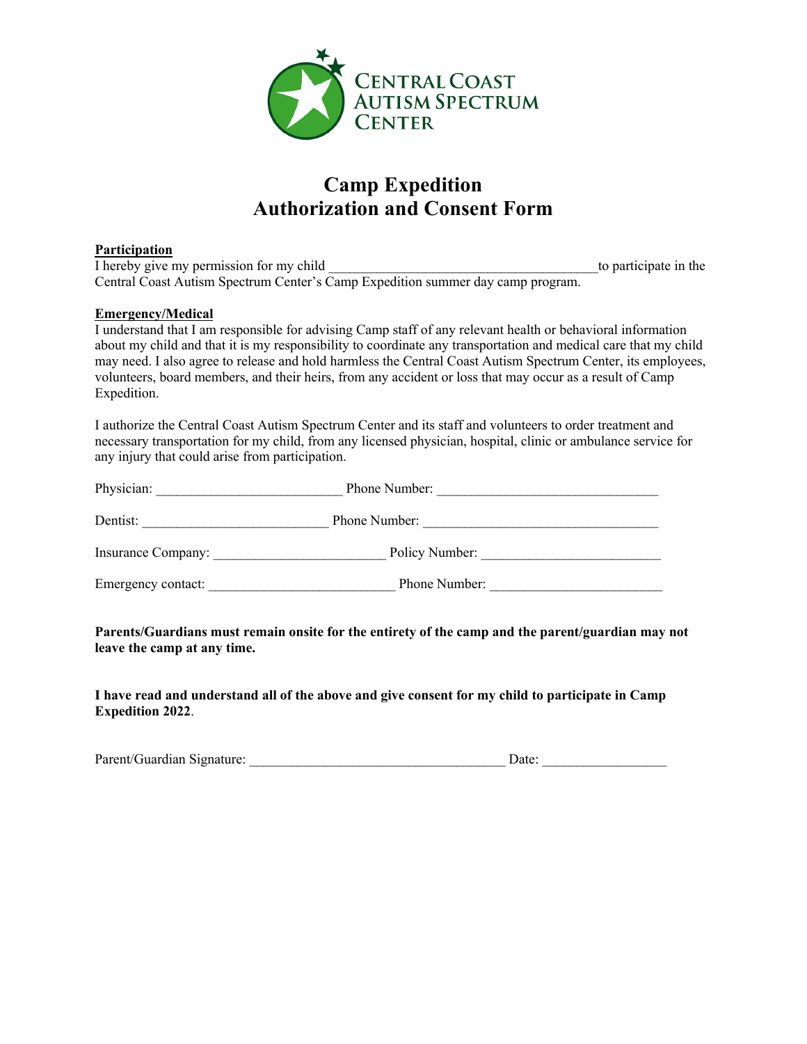CENTRAL COAST AUTISM SPECTRUM CENTER

# Camp Expedition
# Authorization and Consent Form

**Participation**

I hereby give my permission for my child ______________________________________to participate in the Central Coast Autism Spectrum Center's Camp Expedition summer day camp program.

**Emergency/Medical**

I understand that I am responsible for advising Camp staff of any relevant health or behavioral information about my child and that it is my responsibility to coordinate any transportation and medical care that my child may need. I also agree to release and hold harmless the Central Coast Autism Spectrum Center, its employees, volunteers, board members, and their heirs, from any accident or loss that may occur as a result of Camp Expedition.

I authorize the Central Coast Autism Spectrum Center and its staff and volunteers to order treatment and necessary transportation for my child, from any licensed physician, hospital, clinic or ambulance service for any injury that could arise from participation.

Physician: ___________________________ Phone Number: ________________________________

Dentist: ___________________________ Phone Number: __________________________________

Insurance Company: _________________________ Policy Number: __________________________

Emergency contact: ___________________________ Phone Number: _________________________

**Parents/Guardians must remain onsite for the entirety of the camp and the parent/guardian may not leave the camp at any time.**

**I have read and understand all of the above and give consent for my child to participate in Camp Expedition 2022**.

Parent/Guardian Signature: _____________________________________ Date: __________________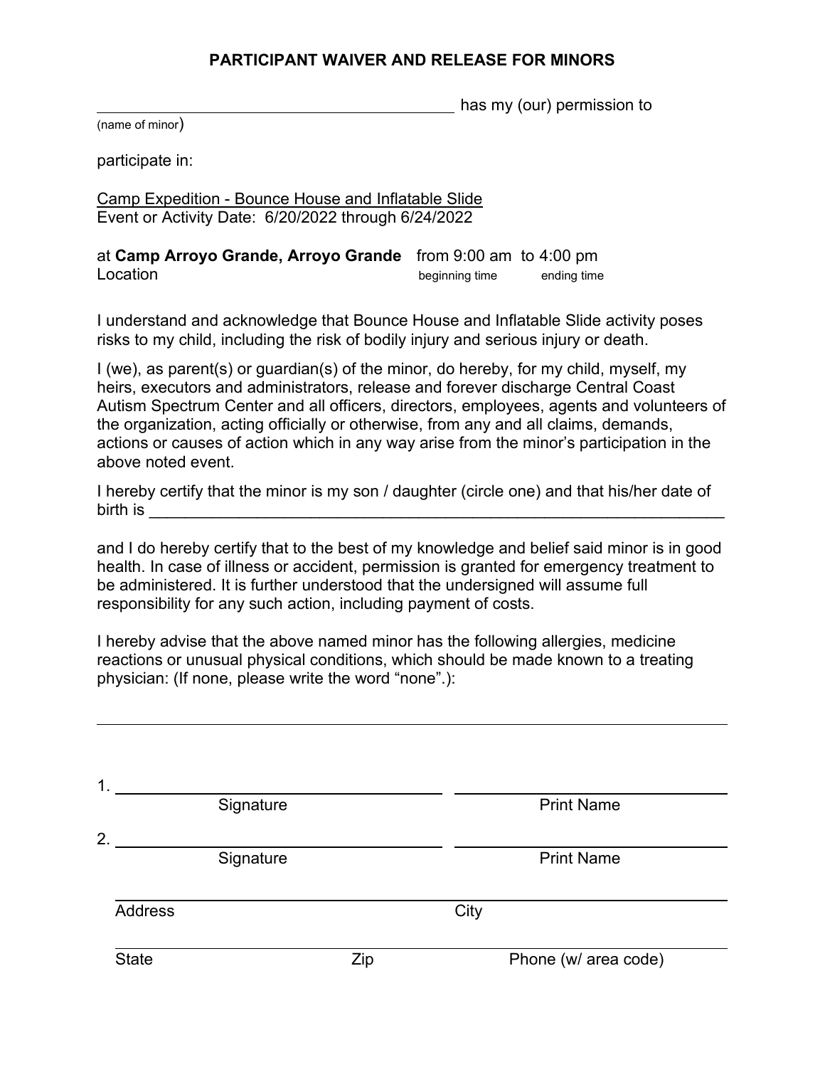# PARTICIPANT WAIVER AND RELEASE FOR MINORS

_______________________________________ has my (our) permission to
(name of minor)

participate in:

Camp Expedition - Bounce House and Inflatable Slide
Event or Activity Date: 6/20/2022 through 6/24/2022

at **Camp Arroyo Grande, Arroyo Grande** from 9:00 am to 4:00 pm
Location beginning time ending time

I understand and acknowledge that Bounce House and Inflatable Slide activity poses risks to my child, including the risk of bodily injury and serious injury or death.

I (we), as parent(s) or guardian(s) of the minor, do hereby, for my child, myself, my heirs, executors and administrators, release and forever discharge Central Coast Autism Spectrum Center and all officers, directors, employees, agents and volunteers of the organization, acting officially or otherwise, from any and all claims, demands, actions or causes of action which in any way arise from the minor's participation in the above noted event.

I hereby certify that the minor is my son / daughter (circle one) and that his/her date of birth is _______________________________________________

and I do hereby certify that to the best of my knowledge and belief said minor is in good health. In case of illness or accident, permission is granted for emergency treatment to be administered. It is further understood that the undersigned will assume full responsibility for any such action, including payment of costs.

I hereby advise that the above named minor has the following allergies, medicine reactions or unusual physical conditions, which should be made known to a treating physician: (If none, please write the word "none".):

_______________________________________________

1. ______________________________ ______________________________
Signature Print Name

2. ______________________________ ______________________________
Signature Print Name

______________________________ ______________________________
Address City

______________________________ ______________________________
State Zip Phone (w/ area code)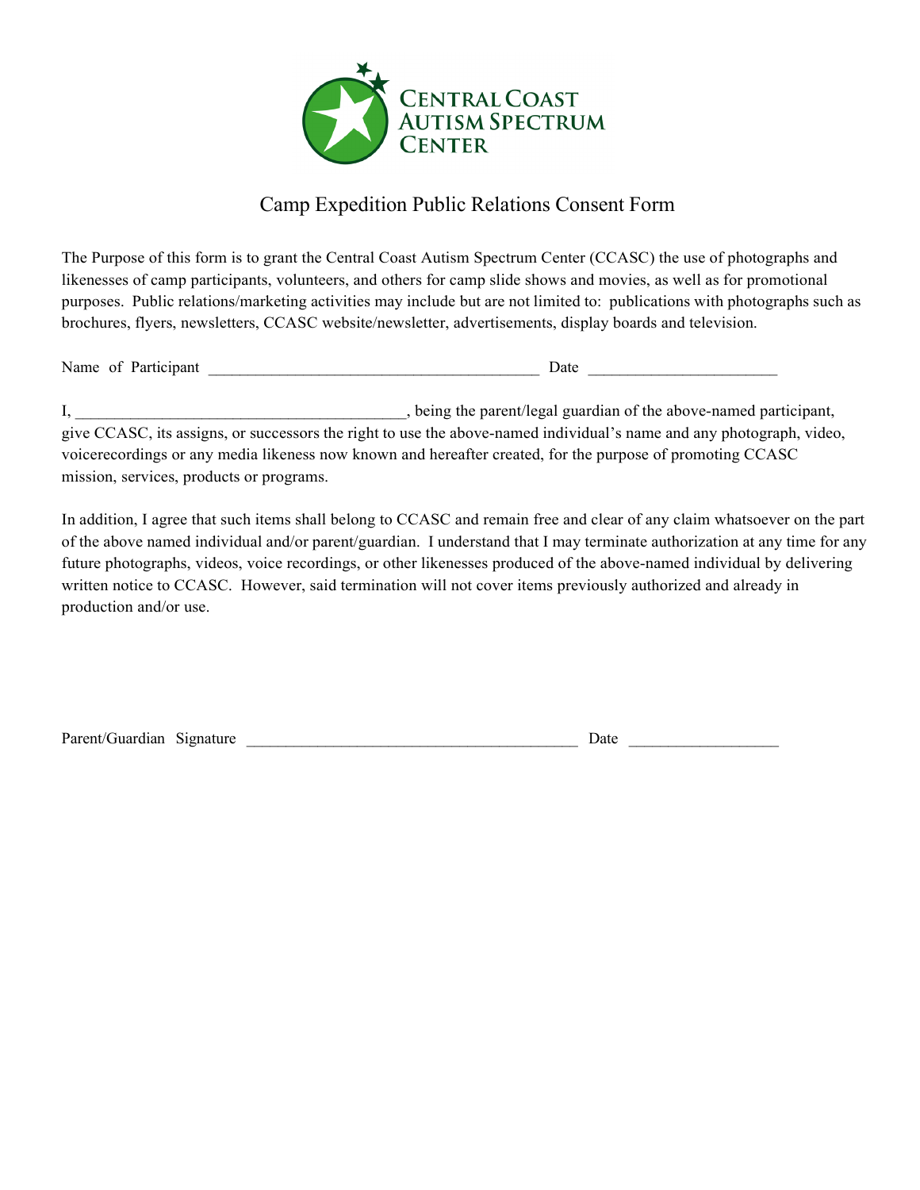CENTRAL COAST AUTISM SPECTRUM CENTER

# Camp Expedition Public Relations Consent Form

The Purpose of this form is to grant the Central Coast Autism Spectrum Center (CCASC) the use of photographs and likenesses of camp participants, volunteers, and others for camp slide shows and movies, as well as for promotional purposes. Public relations/marketing activities may include but are not limited to: publications with photographs such as brochures, flyers, newsletters, CCASC website/newsletter, advertisements, display boards and television.

Name of Participant \_\_\_\_\_\_\_\_\_\_\_\_\_\_\_\_\_\_\_\_\_\_\_\_\_\_\_\_\_\_\_\_\_\_\_\_\_\_\_\_\_\_ Date \_\_\_\_\_\_\_\_\_\_\_\_\_\_\_\_\_\_\_\_\_\_\_\_

I, \_\_\_\_\_\_\_\_\_\_\_\_\_\_\_\_\_\_\_\_\_\_\_\_\_\_\_\_\_\_\_\_\_\_\_\_\_\_\_\_\_\_, being the parent/legal guardian of the above-named participant, give CCASC, its assigns, or successors the right to use the above-named individual's name and any photograph, video, voicerecordings or any media likeness now known and hereafter created, for the purpose of promoting CCASC mission, services, products or programs.

In addition, I agree that such items shall belong to CCASC and remain free and clear of any claim whatsoever on the part of the above named individual and/or parent/guardian. I understand that I may terminate authorization at any time for any future photographs, videos, voice recordings, or other likenesses produced of the above-named individual by delivering written notice to CCASC. However, said termination will not cover items previously authorized and already in production and/or use.

Parent/Guardian Signature \_\_\_\_\_\_\_\_\_\_\_\_\_\_\_\_\_\_\_\_\_\_\_\_\_\_\_\_\_\_\_\_\_\_\_\_\_\_\_\_\_\_ Date \_\_\_\_\_\_\_\_\_\_\_\_\_\_\_\_\_\_\_\_